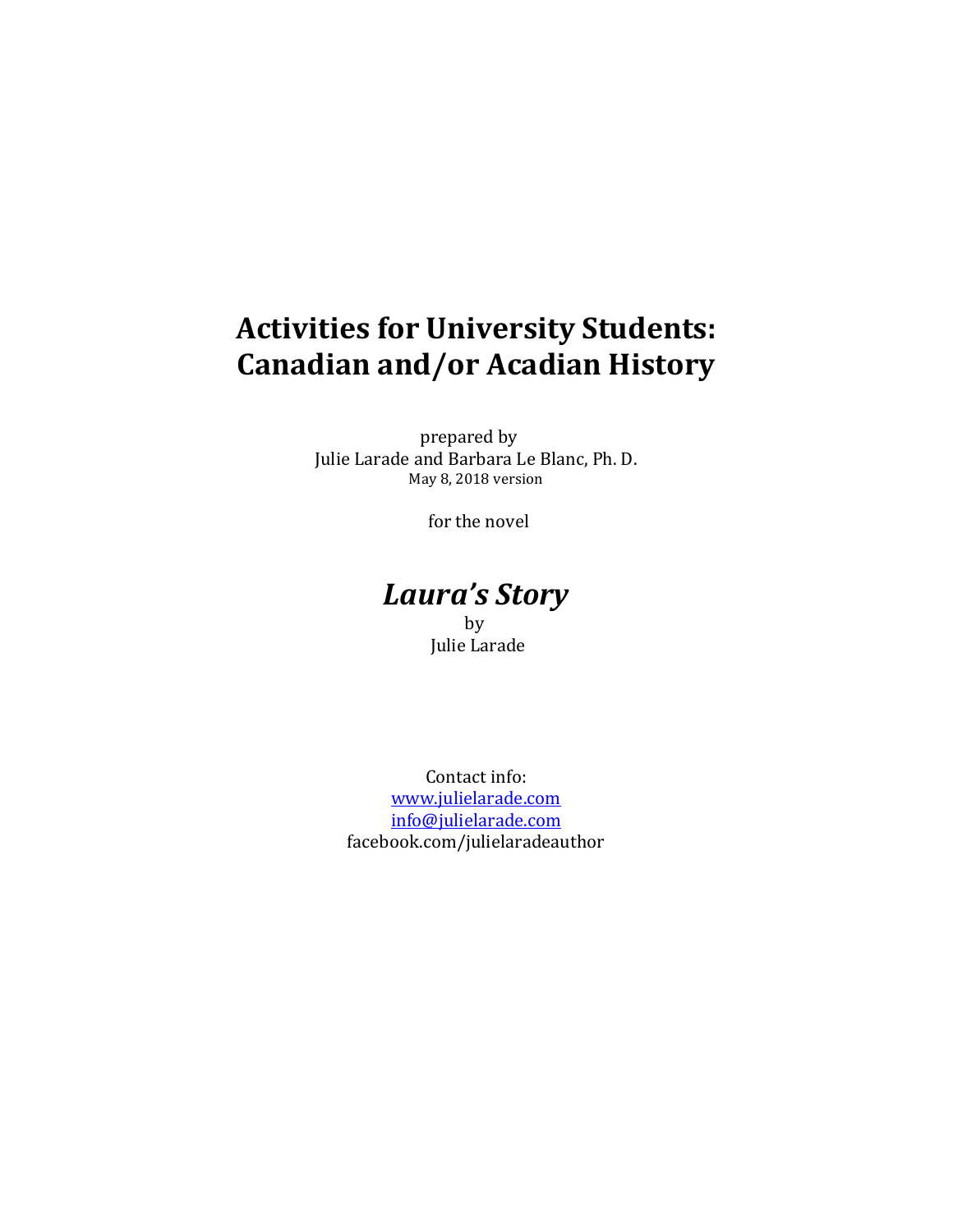# Activities for University Students: Canadian and/or Acadian History

prepared by
Julie Larade and Barbara Le Blanc, Ph. D.
May 8, 2018 version

for the novel

## *Laura's Story*

by
Julie Larade

Contact info:
www.julielarade.com
info@julielarade.com
facebook.com/julielaradeauthor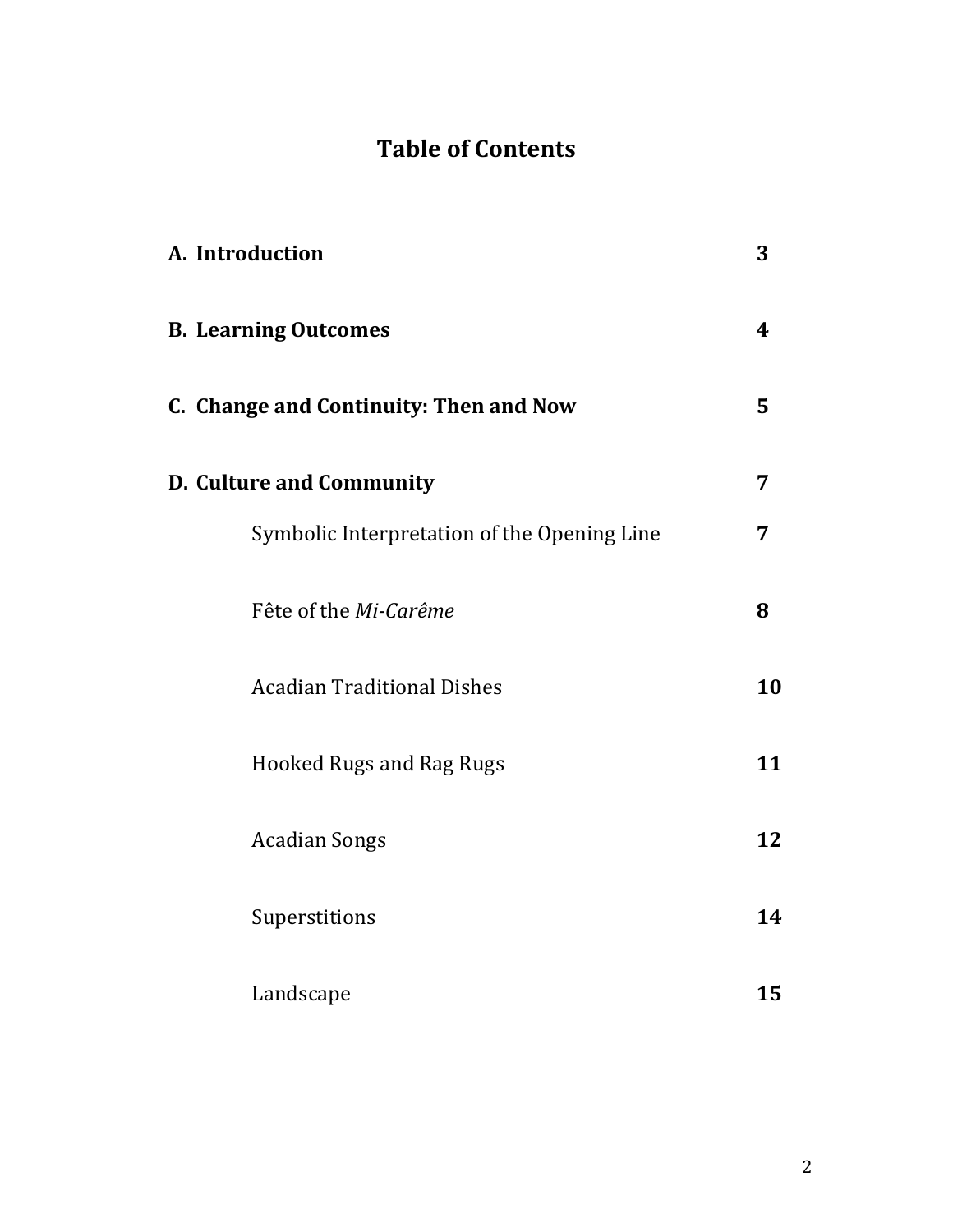# Table of Contents

| | |
|---|---|
| **A. Introduction** | **3** |
| **B. Learning Outcomes** | **4** |
| **C. Change and Continuity: Then and Now** | **5** |
| **D. Culture and Community** | **7** |
| Symbolic Interpretation of the Opening Line | **7** |
| Fête of the *Mi-Carême* | **8** |
| Acadian Traditional Dishes | **10** |
| Hooked Rugs and Rag Rugs | **11** |
| Acadian Songs | **12** |
| Superstitions | **14** |
| Landscape | **15** |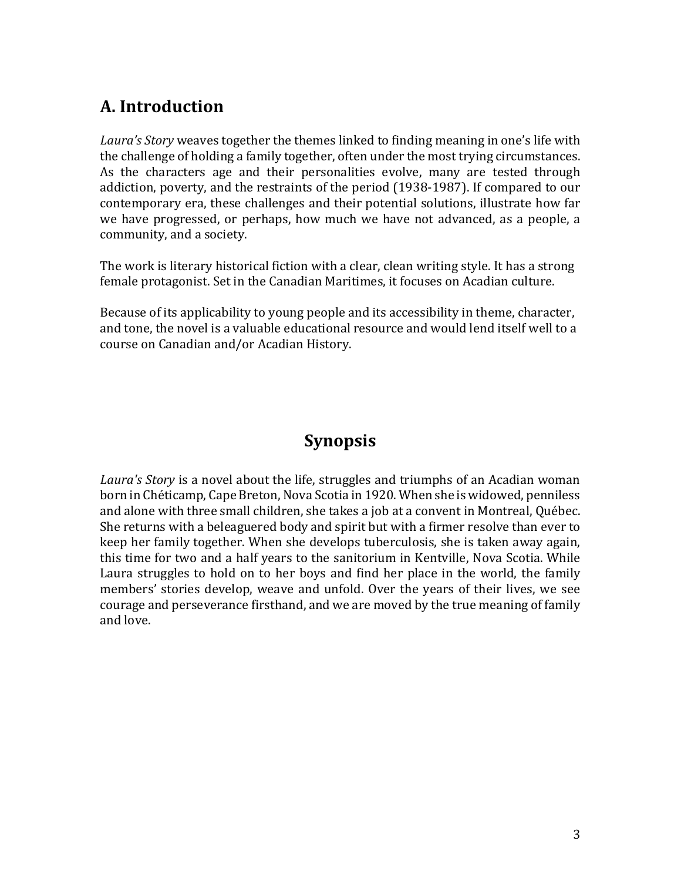## A. Introduction

*Laura's Story* weaves together the themes linked to finding meaning in one's life with the challenge of holding a family together, often under the most trying circumstances. As the characters age and their personalities evolve, many are tested through addiction, poverty, and the restraints of the period (1938-1987). If compared to our contemporary era, these challenges and their potential solutions, illustrate how far we have progressed, or perhaps, how much we have not advanced, as a people, a community, and a society.

The work is literary historical fiction with a clear, clean writing style. It has a strong female protagonist. Set in the Canadian Maritimes, it focuses on Acadian culture.

Because of its applicability to young people and its accessibility in theme, character, and tone, the novel is a valuable educational resource and would lend itself well to a course on Canadian and/or Acadian History.

## Synopsis

*Laura's Story* is a novel about the life, struggles and triumphs of an Acadian woman born in Chéticamp, Cape Breton, Nova Scotia in 1920. When she is widowed, penniless and alone with three small children, she takes a job at a convent in Montreal, Québec. She returns with a beleaguered body and spirit but with a firmer resolve than ever to keep her family together. When she develops tuberculosis, she is taken away again, this time for two and a half years to the sanitorium in Kentville, Nova Scotia. While Laura struggles to hold on to her boys and find her place in the world, the family members' stories develop, weave and unfold. Over the years of their lives, we see courage and perseverance firsthand, and we are moved by the true meaning of family and love.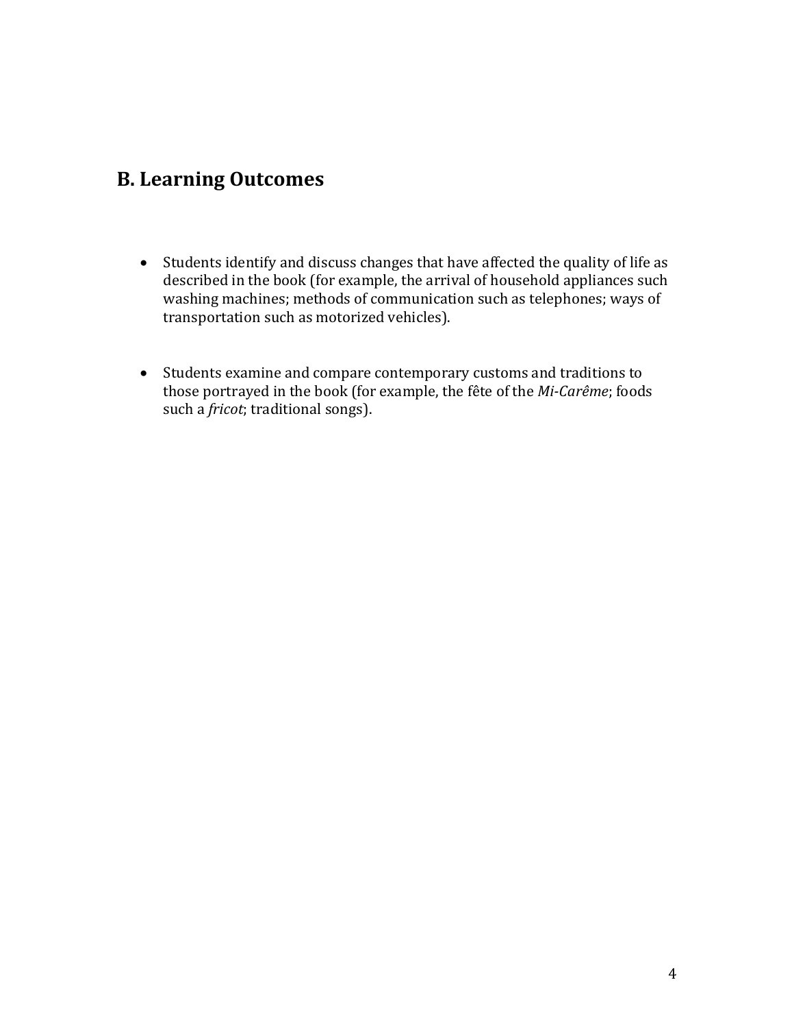## B. Learning Outcomes

- Students identify and discuss changes that have affected the quality of life as described in the book (for example, the arrival of household appliances such washing machines; methods of communication such as telephones; ways of transportation such as motorized vehicles).

- Students examine and compare contemporary customs and traditions to those portrayed in the book (for example, the fête of the *Mi-Carême*; foods such a *fricot*; traditional songs).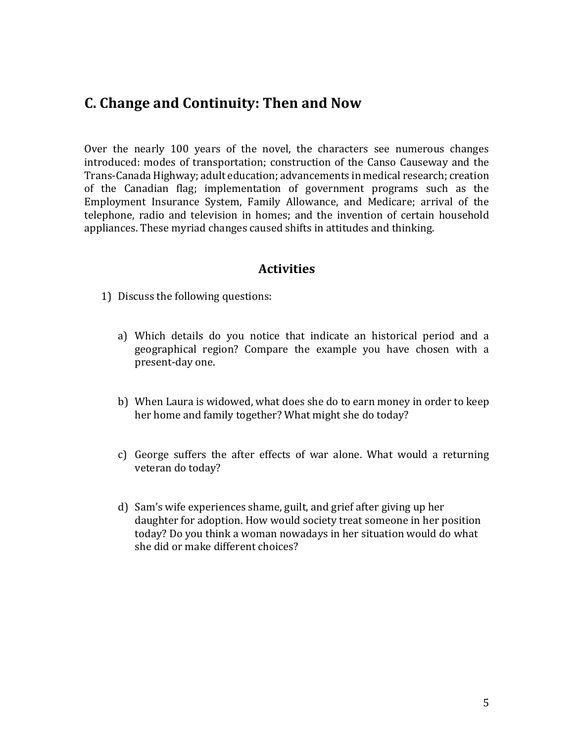## C. Change and Continuity: Then and Now

Over the nearly 100 years of the novel, the characters see numerous changes introduced: modes of transportation; construction of the Canso Causeway and the Trans-Canada Highway; adult education; advancements in medical research; creation of the Canadian flag; implementation of government programs such as the Employment Insurance System, Family Allowance, and Medicare; arrival of the telephone, radio and television in homes; and the invention of certain household appliances. These myriad changes caused shifts in attitudes and thinking.

### Activities

1) Discuss the following questions:

   a) Which details do you notice that indicate an historical period and a geographical region? Compare the example you have chosen with a present-day one.

   b) When Laura is widowed, what does she do to earn money in order to keep her home and family together? What might she do today?

   c) George suffers the after effects of war alone. What would a returning veteran do today?

   d) Sam's wife experiences shame, guilt, and grief after giving up her daughter for adoption. How would society treat someone in her position today? Do you think a woman nowadays in her situation would do what she did or make different choices?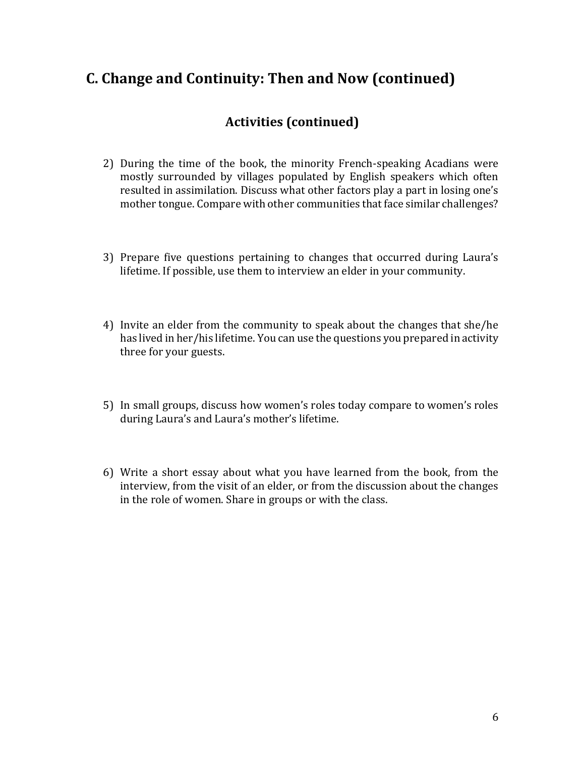## C. Change and Continuity: Then and Now (continued)

### Activities (continued)

2) During the time of the book, the minority French-speaking Acadians were mostly surrounded by villages populated by English speakers which often resulted in assimilation. Discuss what other factors play a part in losing one's mother tongue. Compare with other communities that face similar challenges?

3) Prepare five questions pertaining to changes that occurred during Laura's lifetime. If possible, use them to interview an elder in your community.

4) Invite an elder from the community to speak about the changes that she/he has lived in her/his lifetime. You can use the questions you prepared in activity three for your guests.

5) In small groups, discuss how women's roles today compare to women's roles during Laura's and Laura's mother's lifetime.

6) Write a short essay about what you have learned from the book, from the interview, from the visit of an elder, or from the discussion about the changes in the role of women. Share in groups or with the class.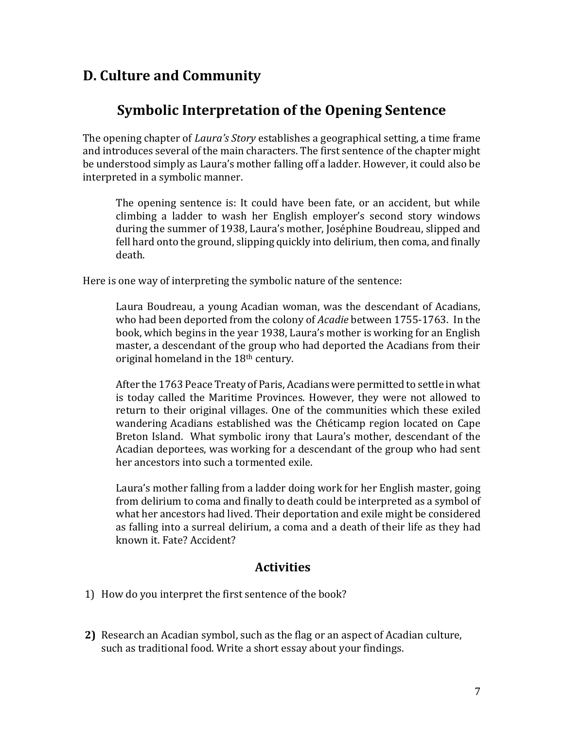## D. Culture and Community

### Symbolic Interpretation of the Opening Sentence

The opening chapter of *Laura's Story* establishes a geographical setting, a time frame and introduces several of the main characters. The first sentence of the chapter might be understood simply as Laura's mother falling off a ladder. However, it could also be interpreted in a symbolic manner.

> The opening sentence is: It could have been fate, or an accident, but while climbing a ladder to wash her English employer's second story windows during the summer of 1938, Laura's mother, Joséphine Boudreau, slipped and fell hard onto the ground, slipping quickly into delirium, then coma, and finally death.

Here is one way of interpreting the symbolic nature of the sentence:

> Laura Boudreau, a young Acadian woman, was the descendant of Acadians, who had been deported from the colony of *Acadie* between 1755-1763. In the book, which begins in the year 1938, Laura's mother is working for an English master, a descendant of the group who had deported the Acadians from their original homeland in the 18th century.
>
> After the 1763 Peace Treaty of Paris, Acadians were permitted to settle in what is today called the Maritime Provinces. However, they were not allowed to return to their original villages. One of the communities which these exiled wandering Acadians established was the Chéticamp region located on Cape Breton Island. What symbolic irony that Laura's mother, descendant of the Acadian deportees, was working for a descendant of the group who had sent her ancestors into such a tormented exile.
>
> Laura's mother falling from a ladder doing work for her English master, going from delirium to coma and finally to death could be interpreted as a symbol of what her ancestors had lived. Their deportation and exile might be considered as falling into a surreal delirium, a coma and a death of their life as they had known it. Fate? Accident?

### Activities

1) How do you interpret the first sentence of the book?

2) Research an Acadian symbol, such as the flag or an aspect of Acadian culture, such as traditional food. Write a short essay about your findings.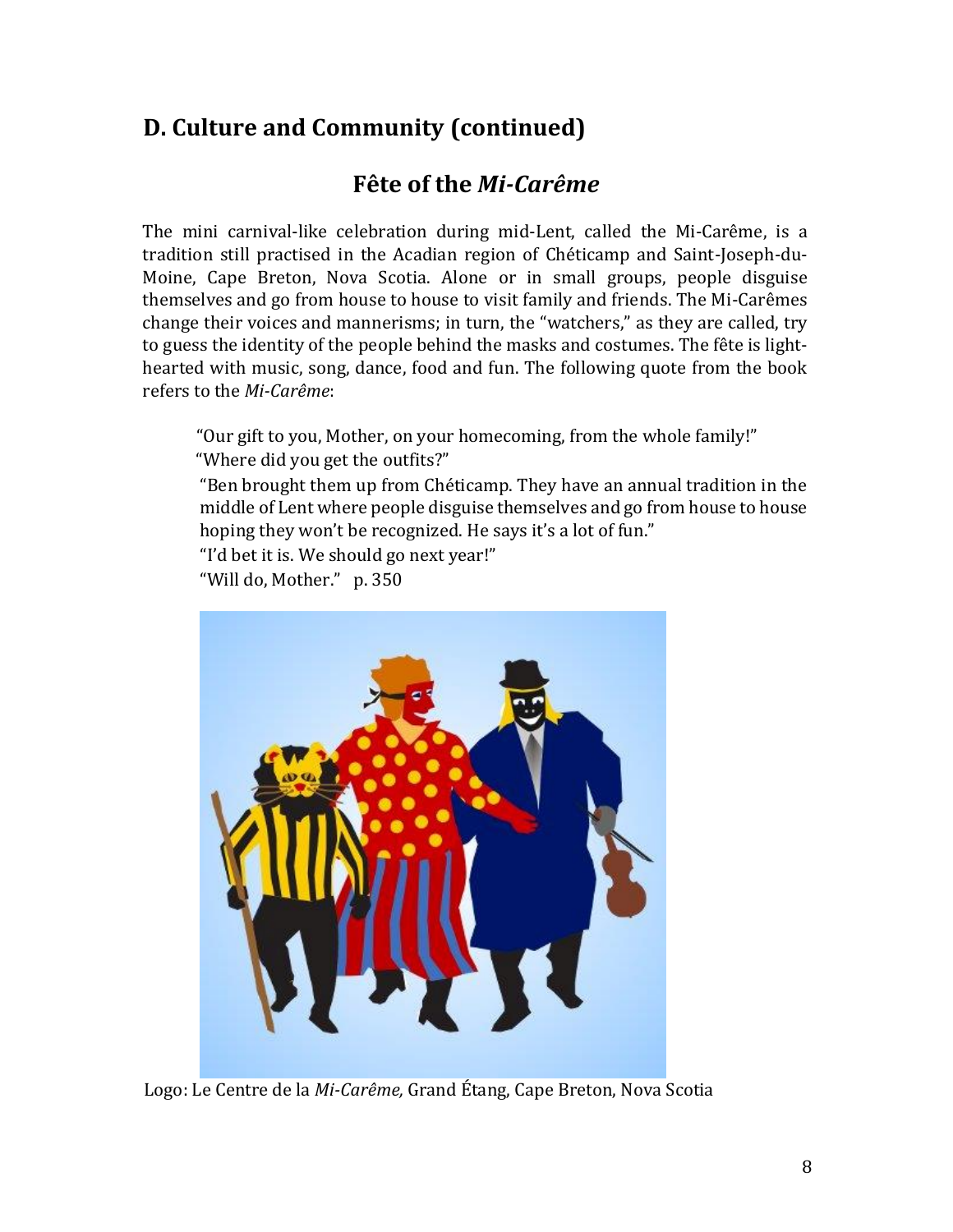## D. Culture and Community (continued)

### Fête of the *Mi-Carême*

The mini carnival-like celebration during mid-Lent, called the Mi-Carême, is a tradition still practised in the Acadian region of Chéticamp and Saint-Joseph-du-Moine, Cape Breton, Nova Scotia. Alone or in small groups, people disguise themselves and go from house to house to visit family and friends. The Mi-Carêmes change their voices and mannerisms; in turn, the "watchers," as they are called, try to guess the identity of the people behind the masks and costumes. The fête is light-hearted with music, song, dance, food and fun. The following quote from the book refers to the *Mi-Carême*:

> "Our gift to you, Mother, on your homecoming, from the whole family!"
> "Where did you get the outfits?"
> "Ben brought them up from Chéticamp. They have an annual tradition in the middle of Lent where people disguise themselves and go from house to house hoping they won't be recognized. He says it's a lot of fun."
> "I'd bet it is. We should go next year!"
> "Will do, Mother." p. 350

Logo: Le Centre de la *Mi-Carême,* Grand Étang, Cape Breton, Nova Scotia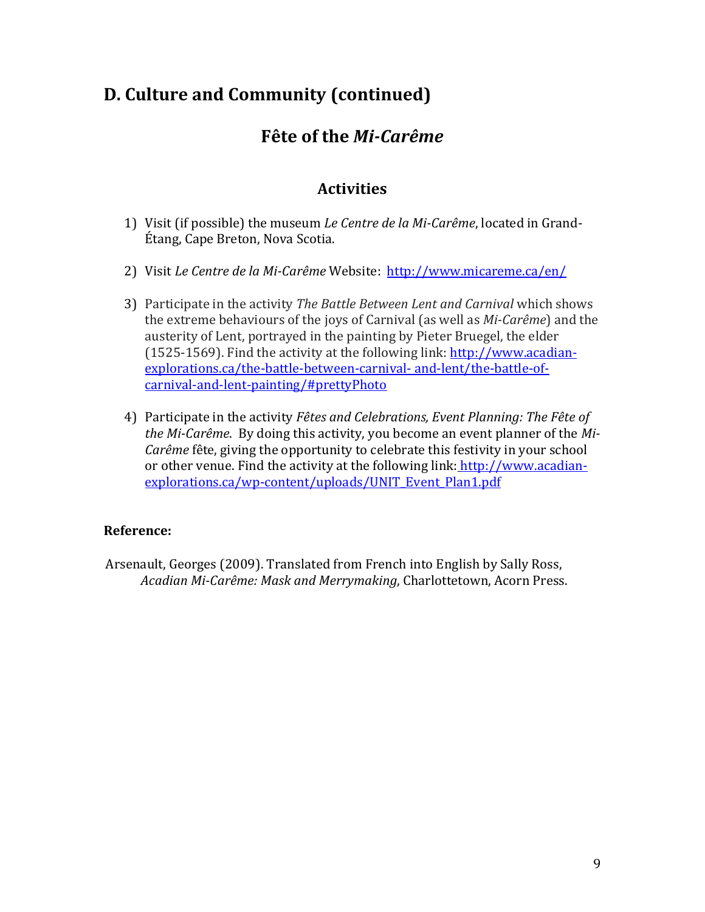## D. Culture and Community (continued)

### Fête of the *Mi-Carême*

#### Activities

1) Visit (if possible) the museum *Le Centre de la Mi-Carême*, located in Grand-Étang, Cape Breton, Nova Scotia.

2) Visit *Le Centre de la Mi-Carême* Website: [http://www.micareme.ca/en/](http://www.micareme.ca/en/)

3) Participate in the activity *The Battle Between Lent and Carnival* which shows the extreme behaviours of the joys of Carnival (as well as *Mi-Carême*) and the austerity of Lent, portrayed in the painting by Pieter Bruegel, the elder (1525-1569). Find the activity at the following link: [http://www.acadian-explorations.ca/the-battle-between-carnival-and-lent/the-battle-of-carnival-and-lent-painting/#prettyPhoto](http://www.acadian-explorations.ca/the-battle-between-carnival-and-lent/the-battle-of-carnival-and-lent-painting/#prettyPhoto)

4) Participate in the activity *Fêtes and Celebrations, Event Planning: The Fête of the Mi-Carême*. By doing this activity, you become an event planner of the *Mi-Carême* fête, giving the opportunity to celebrate this festivity in your school or other venue. Find the activity at the following link: [http://www.acadian-explorations.ca/wp-content/uploads/UNIT_Event_Plan1.pdf](http://www.acadian-explorations.ca/wp-content/uploads/UNIT_Event_Plan1.pdf)

**Reference:**

Arsenault, Georges (2009). Translated from French into English by Sally Ross, *Acadian Mi-Carême: Mask and Merrymaking*, Charlottetown, Acorn Press.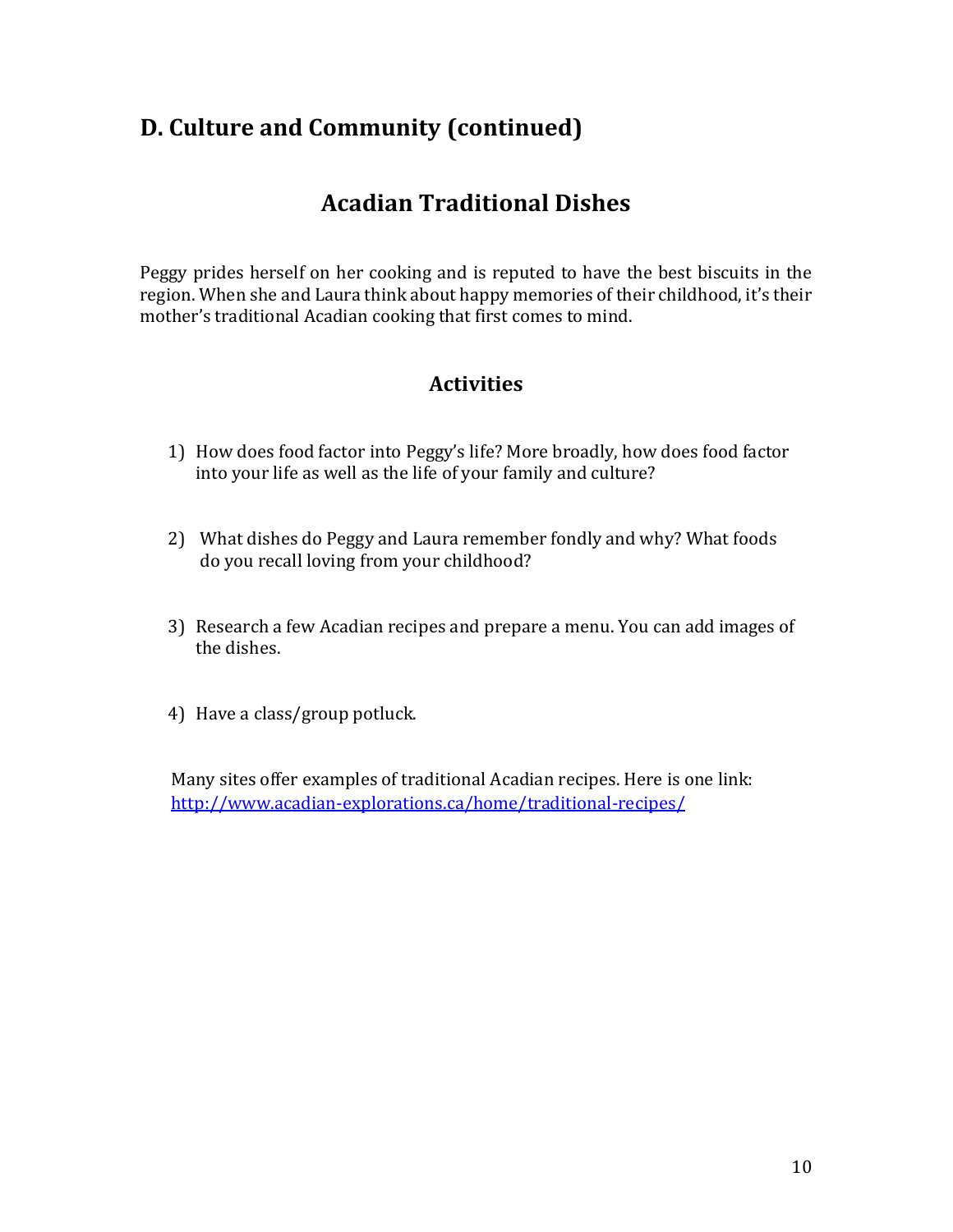## D. Culture and Community (continued)

### Acadian Traditional Dishes

Peggy prides herself on her cooking and is reputed to have the best biscuits in the region. When she and Laura think about happy memories of their childhood, it's their mother's traditional Acadian cooking that first comes to mind.

### Activities

1) How does food factor into Peggy's life? More broadly, how does food factor into your life as well as the life of your family and culture?

2) What dishes do Peggy and Laura remember fondly and why? What foods do you recall loving from your childhood?

3) Research a few Acadian recipes and prepare a menu. You can add images of the dishes.

4) Have a class/group potluck.

Many sites offer examples of traditional Acadian recipes. Here is one link: [http://www.acadian-explorations.ca/home/traditional-recipes/](http://www.acadian-explorations.ca/home/traditional-recipes/)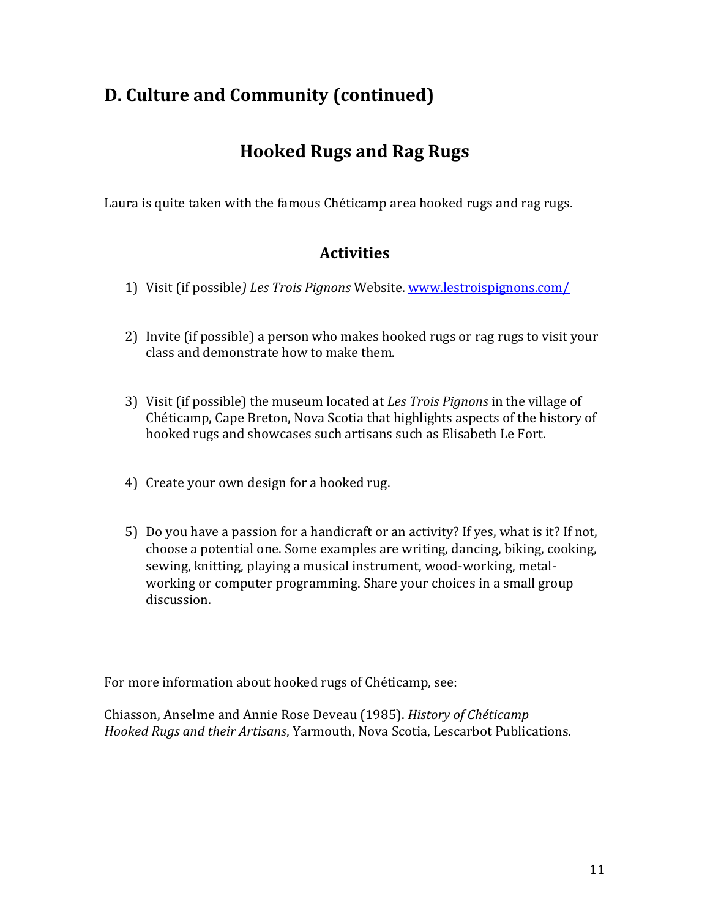## D. Culture and Community (continued)

### Hooked Rugs and Rag Rugs

Laura is quite taken with the famous Chéticamp area hooked rugs and rag rugs.

### Activities

1) Visit (if possible*) Les Trois Pignons* Website. [www.lestroispignons.com/](www.lestroispignons.com/)

2) Invite (if possible) a person who makes hooked rugs or rag rugs to visit your class and demonstrate how to make them.

3) Visit (if possible) the museum located at *Les Trois Pignons* in the village of Chéticamp, Cape Breton, Nova Scotia that highlights aspects of the history of hooked rugs and showcases such artisans such as Elisabeth Le Fort.

4) Create your own design for a hooked rug.

5) Do you have a passion for a handicraft or an activity? If yes, what is it? If not, choose a potential one. Some examples are writing, dancing, biking, cooking, sewing, knitting, playing a musical instrument, wood-working, metal-working or computer programming. Share your choices in a small group discussion.

For more information about hooked rugs of Chéticamp, see:

Chiasson, Anselme and Annie Rose Deveau (1985). *History of Chéticamp Hooked Rugs and their Artisans*, Yarmouth, Nova Scotia, Lescarbot Publications.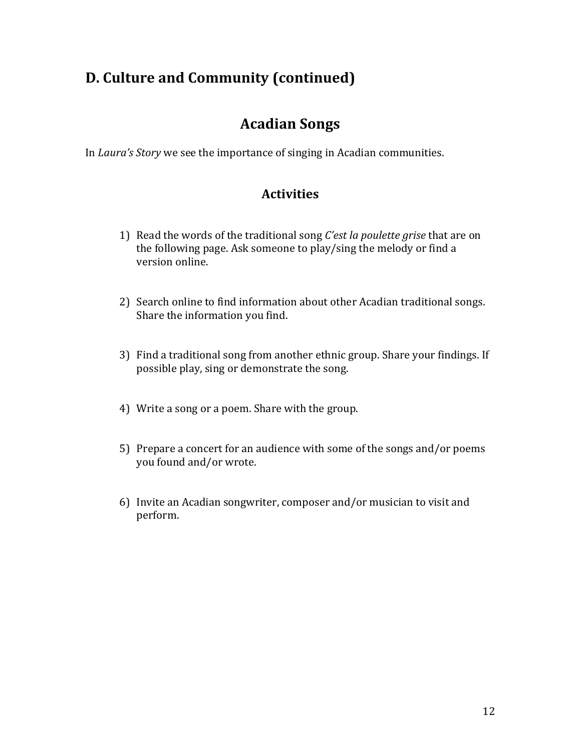## D. Culture and Community (continued)

# Acadian Songs

In *Laura's Story* we see the importance of singing in Acadian communities.

### Activities

1) Read the words of the traditional song *C'est la poulette grise* that are on the following page. Ask someone to play/sing the melody or find a version online.

2) Search online to find information about other Acadian traditional songs. Share the information you find.

3) Find a traditional song from another ethnic group. Share your findings. If possible play, sing or demonstrate the song.

4) Write a song or a poem. Share with the group.

5) Prepare a concert for an audience with some of the songs and/or poems you found and/or wrote.

6) Invite an Acadian songwriter, composer and/or musician to visit and perform.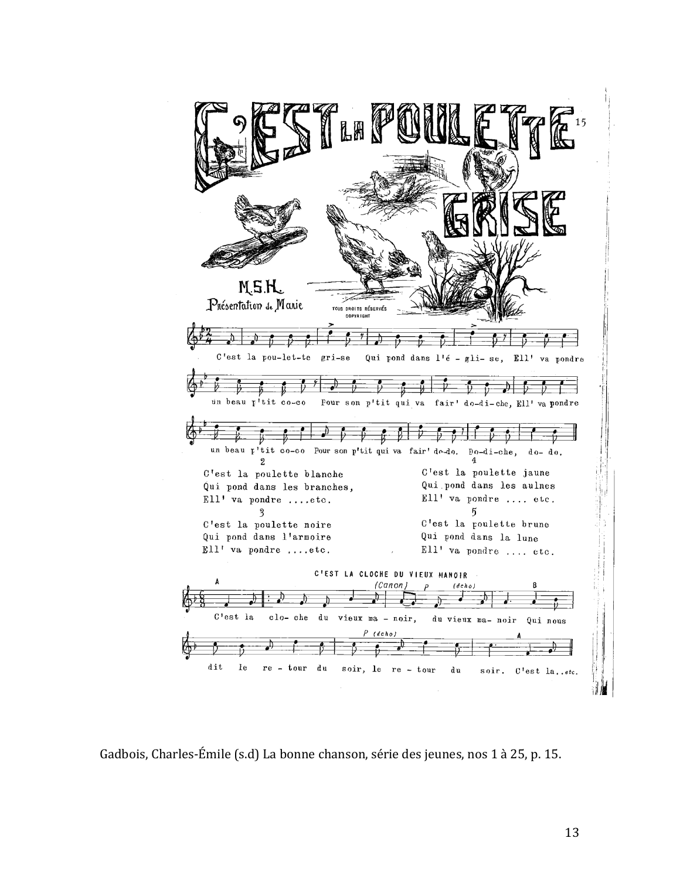# C'EST LA POULETTE GRISE

M.S.H.
Présentation de Marie

TOUS DROITS RÉSERVÉS
COPYRIGHT

C'est la pou-let-te gri-se Qui pond dans l'é - gli- se, Ell' va pondre un beau p'tit co-co Pour son p'tit qui va fair' do-di-che, Ell' va pondre un beau p'tit co-co Pour son p'tit qui va fair' do-do. Do-di-che, do- do.

2
C'est la poulette blanche
Qui pond dans les branches,
Ell' va pondre ....etc.

3
C'est la poulette noire
Qui pond dans l'armoire
Ell' va pondre ....etc.

4
C'est la poulette jaune
Qui pond dans les aulnes
Ell' va pondre .... etc.

5
C'est la poulette brune
Qui pond dans la lune
Ell' va pondre .... etc.

## C'EST LA CLOCHE DU VIEUX MANOIR

(Canon)

A C'est la clo- che du vieux ma - noir, *p (écho)* du vieux ma- noir B Qui nous dit le re - tour du soir, *p (écho)* le re - tour du soir. A C'est la..*etc.*

Gadbois, Charles-Émile (s.d) La bonne chanson, série des jeunes, nos 1 à 25, p. 15.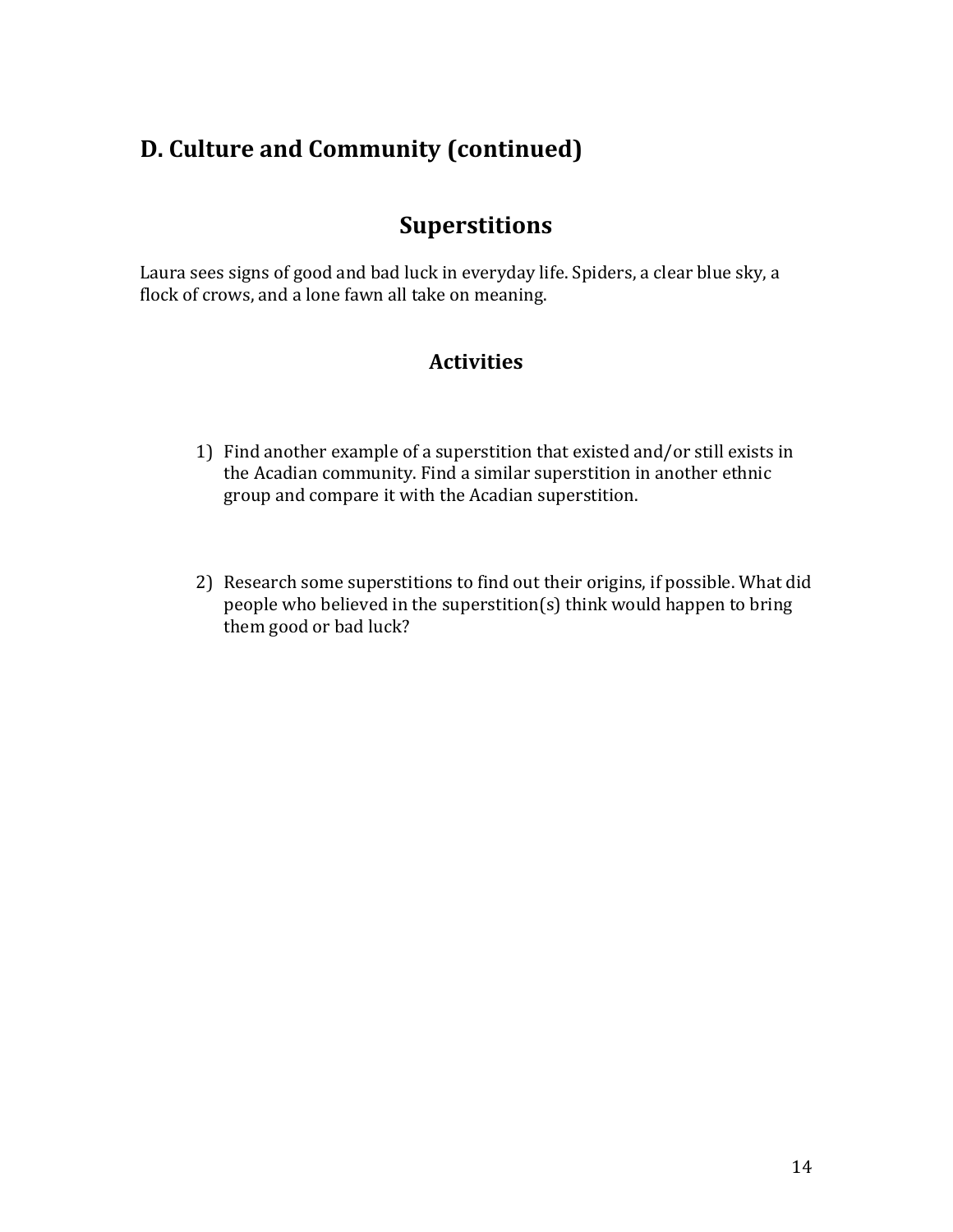## D. Culture and Community (continued)

### Superstitions

Laura sees signs of good and bad luck in everyday life. Spiders, a clear blue sky, a flock of crows, and a lone fawn all take on meaning.

### Activities

1) Find another example of a superstition that existed and/or still exists in the Acadian community. Find a similar superstition in another ethnic group and compare it with the Acadian superstition.

2) Research some superstitions to find out their origins, if possible. What did people who believed in the superstition(s) think would happen to bring them good or bad luck?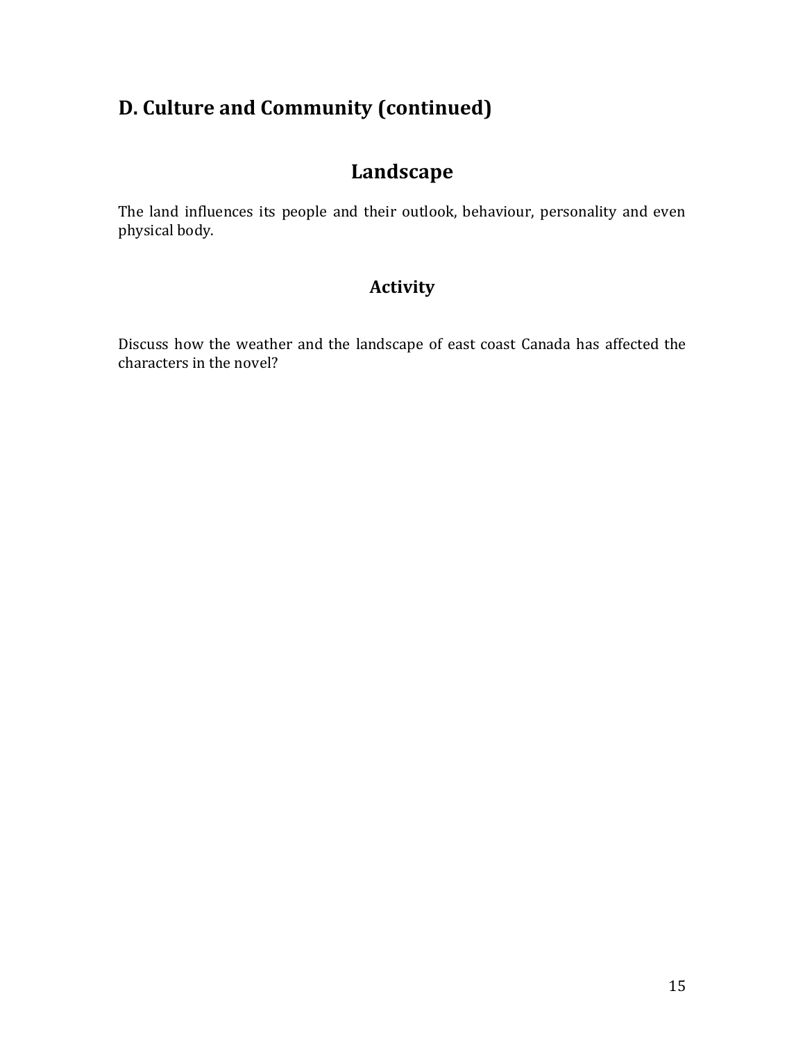## D. Culture and Community (continued)

### Landscape

The land influences its people and their outlook, behaviour, personality and even physical body.

#### Activity

Discuss how the weather and the landscape of east coast Canada has affected the characters in the novel?